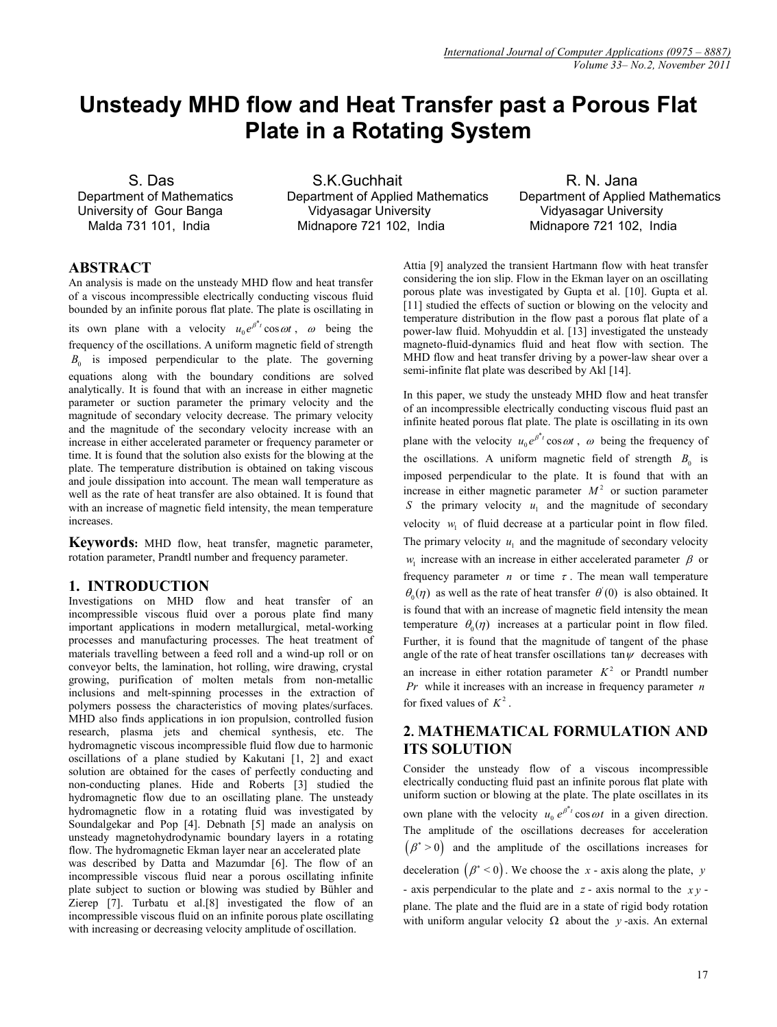# Unsteady MHD flow and Heat Transfer past a Porous Flat Plate in a Rotating System

S. Das
Department of Mathematics
University of Gour Banga
Malda 731 101, India

S.K.Guchhait
Department of Applied Mathematics
Vidyasagar University
Midnapore 721 102, India

R. N. Jana
Department of Applied Mathematics
Vidyasagar University
Midnapore 721 102, India

## ABSTRACT

An analysis is made on the unsteady MHD flow and heat transfer of a viscous incompressible electrically conducting viscous fluid bounded by an infinite porous flat plate. The plate is oscillating in its own plane with a velocity $u_0 e^{\beta^* t} \cos \omega t$, $\omega$ being the frequency of the oscillations. A uniform magnetic field of strength $B_0$ is imposed perpendicular to the plate. The governing equations along with the boundary conditions are solved analytically. It is found that with an increase in either magnetic parameter or suction parameter the primary velocity and the magnitude of secondary velocity decrease. The primary velocity and the magnitude of the secondary velocity increase with an increase in either accelerated parameter or frequency parameter or time. It is found that the solution also exists for the blowing at the plate. The temperature distribution is obtained on taking viscous and joule dissipation into account. The mean wall temperature as well as the rate of heat transfer are also obtained. It is found that with an increase of magnetic field intensity, the mean temperature increases.

**Keywords:** MHD flow, heat transfer, magnetic parameter, rotation parameter, Prandtl number and frequency parameter.

## 1. INTRODUCTION

Investigations on MHD flow and heat transfer of an incompressible viscous fluid over a porous plate find many important applications in modern metallurgical, metal-working processes and manufacturing processes. The heat treatment of materials travelling between a feed roll and a wind-up roll or on conveyor belts, the lamination, hot rolling, wire drawing, crystal growing, purification of molten metals from non-metallic inclusions and melt-spinning processes in the extraction of polymers possess the characteristics of moving plates/surfaces. MHD also finds applications in ion propulsion, controlled fusion research, plasma jets and chemical synthesis, etc. The hydromagnetic viscous incompressible fluid flow due to harmonic oscillations of a plane studied by Kakutani [1, 2] and exact solution are obtained for the cases of perfectly conducting and non-conducting planes. Hide and Roberts [3] studied the hydromagnetic flow due to an oscillating plane. The unsteady hydromagnetic flow in a rotating fluid was investigated by Soundalgekar and Pop [4]. Debnath [5] made an analysis on unsteady magnetohydrodynamic boundary layers in a rotating flow. The hydromagnetic Ekman layer near an accelerated plate was described by Datta and Mazumdar [6]. The flow of an incompressible viscous fluid near a porous oscillating infinite plate subject to suction or blowing was studied by Bühler and Zierep [7]. Turbatu et al.[8] investigated the flow of an incompressible viscous fluid on an infinite porous plate oscillating with increasing or decreasing velocity amplitude of oscillation. Attia [9] analyzed the transient Hartmann flow with heat transfer considering the ion slip. Flow in the Ekman layer on an oscillating porous plate was investigated by Gupta et al. [10]. Gupta et al. [11] studied the effects of suction or blowing on the velocity and temperature distribution in the flow past a porous flat plate of a power-law fluid. Mohyuddin et al. [13] investigated the unsteady magneto-fluid-dynamics fluid and heat flow with section. The MHD flow and heat transfer driving by a power-law shear over a semi-infinite flat plate was described by Akl [14].

In this paper, we study the unsteady MHD flow and heat transfer of an incompressible electrically conducting viscous fluid past an infinite heated porous flat plate. The plate is oscillating in its own plane with the velocity $u_0 e^{\beta^* t} \cos \omega t$, $\omega$ being the frequency of the oscillations. A uniform magnetic field of strength $B_0$ is imposed perpendicular to the plate. It is found that with an increase in either magnetic parameter $M^2$ or suction parameter $S$ the primary velocity $u_1$ and the magnitude of secondary velocity $w_1$ of fluid decrease at a particular point in flow filed. The primary velocity $u_1$ and the magnitude of secondary velocity $w_1$ increase with an increase in either accelerated parameter $\beta$ or frequency parameter $n$ or time $\tau$. The mean wall temperature $\theta_0(\eta)$ as well as the rate of heat transfer $\theta'(0)$ is also obtained. It is found that with an increase of magnetic field intensity the mean temperature $\theta_0(\eta)$ increases at a particular point in flow filed. Further, it is found that the magnitude of tangent of the phase angle of the rate of heat transfer oscillations $\tan\psi$ decreases with an increase in either rotation parameter $K^2$ or Prandtl number $Pr$ while it increases with an increase in frequency parameter $n$ for fixed values of $K^2$.

## 2. MATHEMATICAL FORMULATION AND ITS SOLUTION

Consider the unsteady flow of a viscous incompressible electrically conducting fluid past an infinite porous flat plate with uniform suction or blowing at the plate. The plate oscillates in its own plane with the velocity $u_0 e^{\beta^* t} \cos \omega t$ in a given direction. The amplitude of the oscillations decreases for acceleration $(\beta^* > 0)$ and the amplitude of the oscillations increases for deceleration $(\beta^* < 0)$. We choose the $x$ - axis along the plate, $y$ - axis perpendicular to the plate and $z$ - axis normal to the $xy$ - plane. The plate and the fluid are in a state of rigid body rotation with uniform angular velocity $\Omega$ about the $y$-axis. An external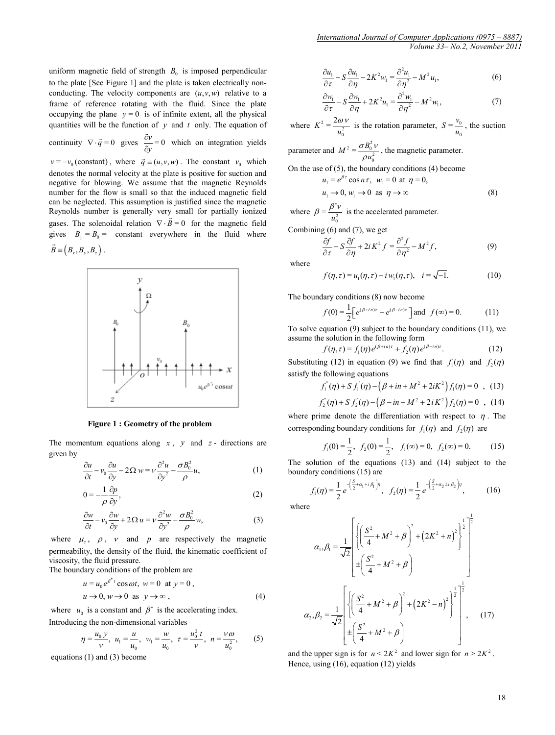uniform magnetic field of strength $B_0$ is imposed perpendicular to the plate [See Figure 1] and the plate is taken electrically non-conducting. The velocity components are $(u,v,w)$ relative to a frame of reference rotating with the fluid. Since the plate occupying the plane $y=0$ is of infinite extent, all the physical quantities will be the function of $y$ and $t$ only. The equation of continuity $\nabla\cdot\vec{q}=0$ gives $\frac{\partial v}{\partial y}=0$ which on integration yields $v=-v_0(\text{constant})$, where $\vec{q}\equiv(u,v,w)$. The constant $v_0$ which denotes the normal velocity at the plate is positive for suction and negative for blowing. We assume that the magnetic Reynolds number for the flow is small so that the induced magnetic field can be neglected. This assumption is justified since the magnetic Reynolds number is generally very small for partially ionized gases. The solenoidal relation $\nabla\cdot\vec{B}=0$ for the magnetic field gives $B_y=B_0=$ constant everywhere in the fluid where $\vec{B}\equiv\left(B_x,B_y,B_z\right)$.

**Figure 1 : Geometry of the problem**

The momentum equations along $x$, $y$ and $z$ - directions are given by

$$\frac{\partial u}{\partial t}-v_0\frac{\partial u}{\partial y}-2\Omega\, w=\nu\frac{\partial^2 u}{\partial y^2}-\frac{\sigma B_0^2}{\rho}u, \tag{1}$$

$$0=-\frac{1}{\rho}\frac{\partial p}{\partial y}, \tag{2}$$

$$\frac{\partial w}{\partial t}-v_0\frac{\partial w}{\partial y}+2\Omega\, u=\nu\frac{\partial^2 w}{\partial y^2}-\frac{\sigma B_0^2}{\rho}w, \tag{3}$$

where $\mu_e$, $\rho$, $\nu$ and $p$ are respectively the magnetic permeability, the density of the fluid, the kinematic coefficient of viscosity, the fluid pressure.

The boundary conditions of the problem are

$$u=u_0 e^{\beta^* t}\cos\omega t,\; w=0 \text{ at } y=0,$$
$$u\to 0,\, w\to 0 \text{ as } y\to\infty, \tag{4}$$

where $u_0$ is a constant and $\beta^*$ is the accelerating index.

Introducing the non-dimensional variables

$$\eta=\frac{u_0\, y}{\nu},\; u_1=\frac{u}{u_0},\; w_1=\frac{w}{u_0},\; \tau=\frac{u_0^2\, t}{\nu},\; n=\frac{\nu\omega}{u_0^2}, \tag{5}$$

equations (1) and (3) become

$$\frac{\partial u_1}{\partial \tau}-S\frac{\partial u_1}{\partial \eta}-2K^2 w_1=\frac{\partial^2 u_1}{\partial \eta^2}-M^2 u_1, \tag{6}$$

$$\frac{\partial w_1}{\partial \tau}-S\frac{\partial w_1}{\partial \eta}+2K^2 u_1=\frac{\partial^2 w_1}{\partial \eta^2}-M^2 w_1, \tag{7}$$

where $K^2=\frac{2\omega\nu}{u_0^2}$ is the rotation parameter, $S=\frac{v_0}{u_0}$, the suction parameter and $M^2=\frac{\sigma B_0^2\nu}{\rho u_0^2}$, the magnetic parameter.

On the use of (5), the boundary conditions (4) become

$$u_1=e^{\beta\tau}\cos n\tau,\; w_1=0 \text{ at } \eta=0,$$
$$u_1\to 0,\, w_1\to 0 \text{ as } \eta\to\infty \tag{8}$$

where $\beta=\frac{\beta^*\nu}{u_0^2}$ is the accelerated parameter.

Combining (6) and (7), we get

$$\frac{\partial f}{\partial \tau}-S\frac{\partial f}{\partial \eta}+2iK^2 f=\frac{\partial^2 f}{\partial \eta^2}-M^2 f, \tag{9}$$

where

$$f(\eta,\tau)=u_1(\eta,\tau)+i\,w_1(\eta,\tau),\quad i=\sqrt{-1}. \tag{10}$$

The boundary conditions (8) now become

$$f(0)=\frac{1}{2}\left[e^{(\beta+in)\tau}+e^{(\beta-in)\tau}\right] \text{and } f(\infty)=0. \tag{11}$$

To solve equation (9) subject to the boundary conditions (11), we assume the solution in the following form

$$f(\eta,\tau)=f_1(\eta)e^{(\beta+in)\tau}+f_2(\eta)e^{(\beta-in)\tau}. \tag{12}$$

Substituting (12) in equation (9) we find that $f_1(\eta)$ and $f_2(\eta)$ satisfy the following equations

$$f_1''(\eta)+S\,f_1'(\eta)-\left(\beta+in+M^2+2iK^2\right)f_1(\eta)=0, \tag{13}$$

$$f_2''(\eta)+S\,f_2'(\eta)-\left(\beta-in+M^2+2iK^2\right)f_2(\eta)=0, \tag{14}$$

where prime denote the differentiation with respect to $\eta$. The corresponding boundary conditions for $f_1(\eta)$ and $f_2(\eta)$ are

$$f_1(0)=\frac{1}{2},\; f_2(0)=\frac{1}{2},\; f_1(\infty)=0,\; f_2(\infty)=0. \tag{15}$$

The solution of the equations (13) and (14) subject to the boundary conditions (15) are

$$f_1(\eta)=\frac{1}{2}e^{-\left(\frac{S}{2}+\alpha_1+i\beta_1\right)\eta},\quad f_2(\eta)=\frac{1}{2}e^{-\left(\frac{S}{2}+\alpha_2\pm i\beta_2\right)\eta}, \tag{16}$$

where

$$\alpha_1,\beta_1=\frac{1}{\sqrt{2}}\left[\left\{\left(\frac{S^2}{4}+M^2+\beta\right)^2+\left(2K^2+n\right)^2\right\}^{\frac{1}{2}}\pm\left(\frac{S^2}{4}+M^2+\beta\right)\right]^{\frac{1}{2}}$$

$$\alpha_2,\beta_2=\frac{1}{\sqrt{2}}\left[\left\{\left(\frac{S^2}{4}+M^2+\beta\right)^2+\left(2K^2-n\right)^2\right\}^{\frac{1}{2}}\pm\left(\frac{S^2}{4}+M^2+\beta\right)\right]^{\frac{1}{2}}, \tag{17}$$

and the upper sign is for $n<2K^2$ and lower sign for $n>2K^2$.

Hence, using (16), equation (12) yields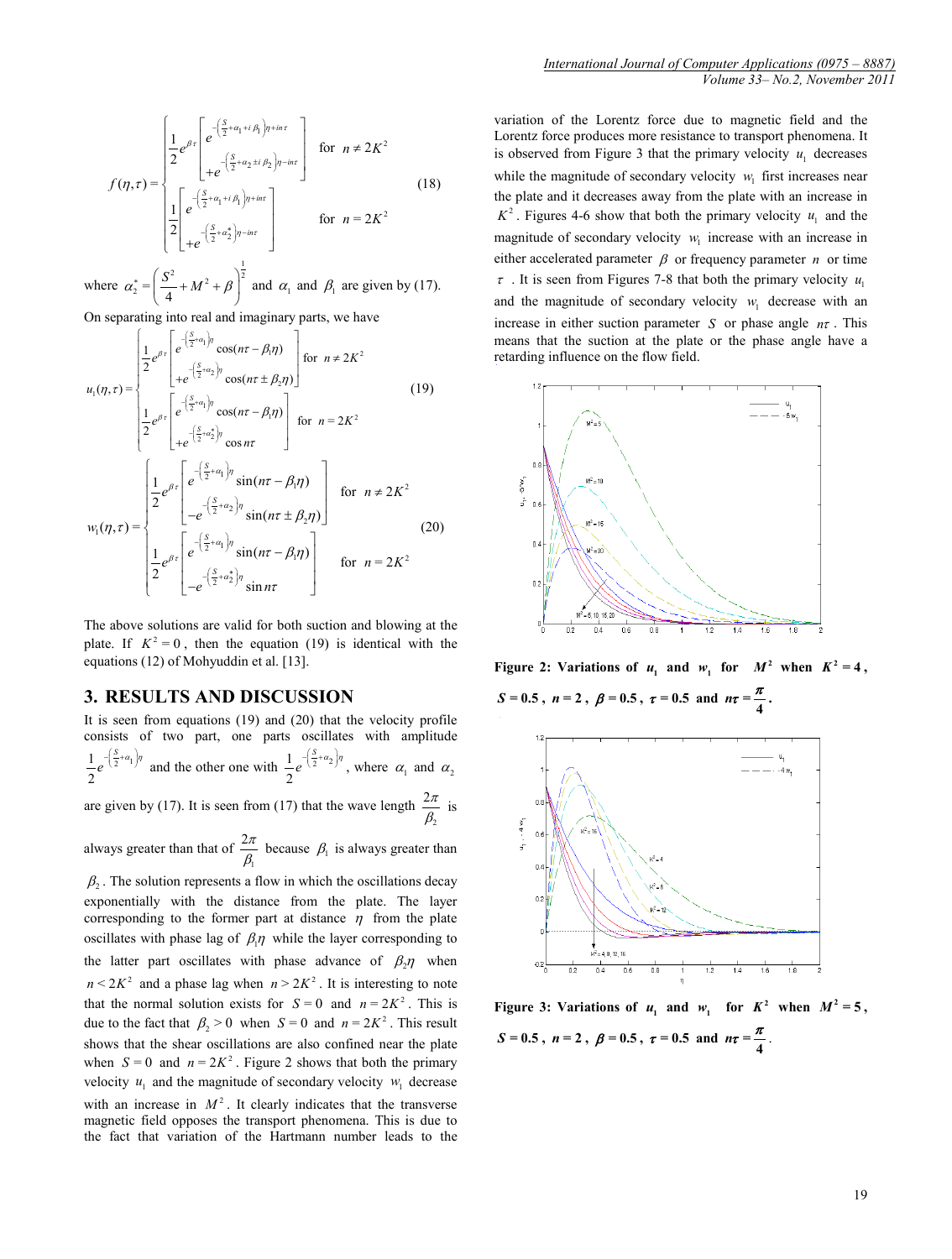$$
f(\eta,\tau)=\begin{cases}\dfrac{1}{2}e^{\beta\tau}\left[\begin{array}{l}e^{-\left(\frac{S}{2}+\alpha_1+i\beta_1\right)\eta+in\tau}\\+e^{-\left(\frac{S}{2}+\alpha_2\pm i\beta_2\right)\eta-in\tau}\end{array}\right] & \text{for } n\neq 2K^2\\[2ex] \dfrac{1}{2}\left[\begin{array}{l}e^{-\left(\frac{S}{2}+\alpha_1+i\beta_1\right)\eta+in\tau}\\+e^{-\left(\frac{S}{2}+\alpha_2^*\right)\eta-in\tau}\end{array}\right] & \text{for } n=2K^2\end{cases} \tag{18}
$$

where $\alpha_2^*=\left(\dfrac{S^2}{4}+M^2+\beta\right)^{\frac{1}{2}}$ and $\alpha_1$ and $\beta_1$ are given by (17).

On separating into real and imaginary parts, we have

$$
u_1(\eta,\tau)=\begin{cases}\dfrac{1}{2}e^{\beta\tau}\left[\begin{array}{l}e^{-\left(\frac{S}{2}+\alpha_1\right)\eta}\cos(n\tau-\beta_1\eta)\\+e^{-\left(\frac{S}{2}+\alpha_2\right)\eta}\cos(n\tau\pm\beta_2\eta)\end{array}\right] & \text{for } n\neq 2K^2\\[2ex] \dfrac{1}{2}e^{\beta\tau}\left[\begin{array}{l}e^{-\left(\frac{S}{2}+\alpha_1\right)\eta}\cos(n\tau-\beta_1\eta)\\+e^{-\left(\frac{S}{2}+\alpha_2^*\right)\eta}\cos n\tau\end{array}\right] & \text{for } n=2K^2\end{cases} \tag{19}
$$

$$
w_1(\eta,\tau)=\begin{cases}\dfrac{1}{2}e^{\beta\tau}\left[\begin{array}{l}e^{-\left(\frac{S}{2}+\alpha_1\right)\eta}\sin(n\tau-\beta_1\eta)\\-e^{-\left(\frac{S}{2}+\alpha_2\right)\eta}\sin(n\tau\pm\beta_2\eta)\end{array}\right] & \text{for } n\neq 2K^2\\[2ex] \dfrac{1}{2}e^{\beta\tau}\left[\begin{array}{l}e^{-\left(\frac{S}{2}+\alpha_1\right)\eta}\sin(n\tau-\beta_1\eta)\\-e^{-\left(\frac{S}{2}+\alpha_2^*\right)\eta}\sin n\tau\end{array}\right] & \text{for } n=2K^2\end{cases} \tag{20}
$$

The above solutions are valid for both suction and blowing at the plate. If $K^2=0$, then the equation (19) is identical with the equations (12) of Mohyuddin et al. [13].

## 3. RESULTS AND DISCUSSION

It is seen from equations (19) and (20) that the velocity profile consists of two part, one parts oscillates with amplitude $\frac{1}{2}e^{-\left(\frac{S}{2}+\alpha_1\right)\eta}$ and the other one with $\frac{1}{2}e^{-\left(\frac{S}{2}+\alpha_2\right)\eta}$, where $\alpha_1$ and $\alpha_2$ are given by (17). It is seen from (17) that the wave length $\frac{2\pi}{\beta_2}$ is always greater than that of $\frac{2\pi}{\beta_1}$ because $\beta_1$ is always greater than $\beta_2$. The solution represents a flow in which the oscillations decay exponentially with the distance from the plate. The layer corresponding to the former part at distance $\eta$ from the plate oscillates with phase lag of $\beta_1\eta$ while the layer corresponding to the latter part oscillates with phase advance of $\beta_2\eta$ when $n<2K^2$ and a phase lag when $n>2K^2$. It is interesting to note that the normal solution exists for $S=0$ and $n=2K^2$. This is due to the fact that $\beta_2>0$ when $S=0$ and $n=2K^2$. This result shows that the shear oscillations are also confined near the plate when $S=0$ and $n=2K^2$. Figure 2 shows that both the primary velocity $u_1$ and the magnitude of secondary velocity $w_1$ decrease with an increase in $M^2$. It clearly indicates that the transverse magnetic field opposes the transport phenomena. This is due to the fact that variation of the Hartmann number leads to the variation of the Lorentz force due to magnetic field and the Lorentz force produces more resistance to transport phenomena. It is observed from Figure 3 that the primary velocity $u_1$ decreases while the magnitude of secondary velocity $w_1$ first increases near the plate and it decreases away from the plate with an increase in $K^2$. Figures 4-6 show that both the primary velocity $u_1$ and the magnitude of secondary velocity $w_1$ increase with an increase in either accelerated parameter $\beta$ or frequency parameter $n$ or time $\tau$. It is seen from Figures 7-8 that both the primary velocity $u_1$ and the magnitude of secondary velocity $w_1$ decrease with an increase in either suction parameter $S$ or phase angle $n\tau$. This means that the suction at the plate or the phase angle have a retarding influence on the flow field.

**Figure 2: Variations of $u_1$ and $w_1$ for $M^2$ when $K^2=4$, $S=0.5$, $n=2$, $\beta=0.5$, $\tau=0.5$ and $n\tau=\frac{\pi}{4}$.**

**Figure 3: Variations of $u_1$ and $w_1$ for $K^2$ when $M^2=5$, $S=0.5$, $n=2$, $\beta=0.5$, $\tau=0.5$ and $n\tau=\frac{\pi}{4}$.**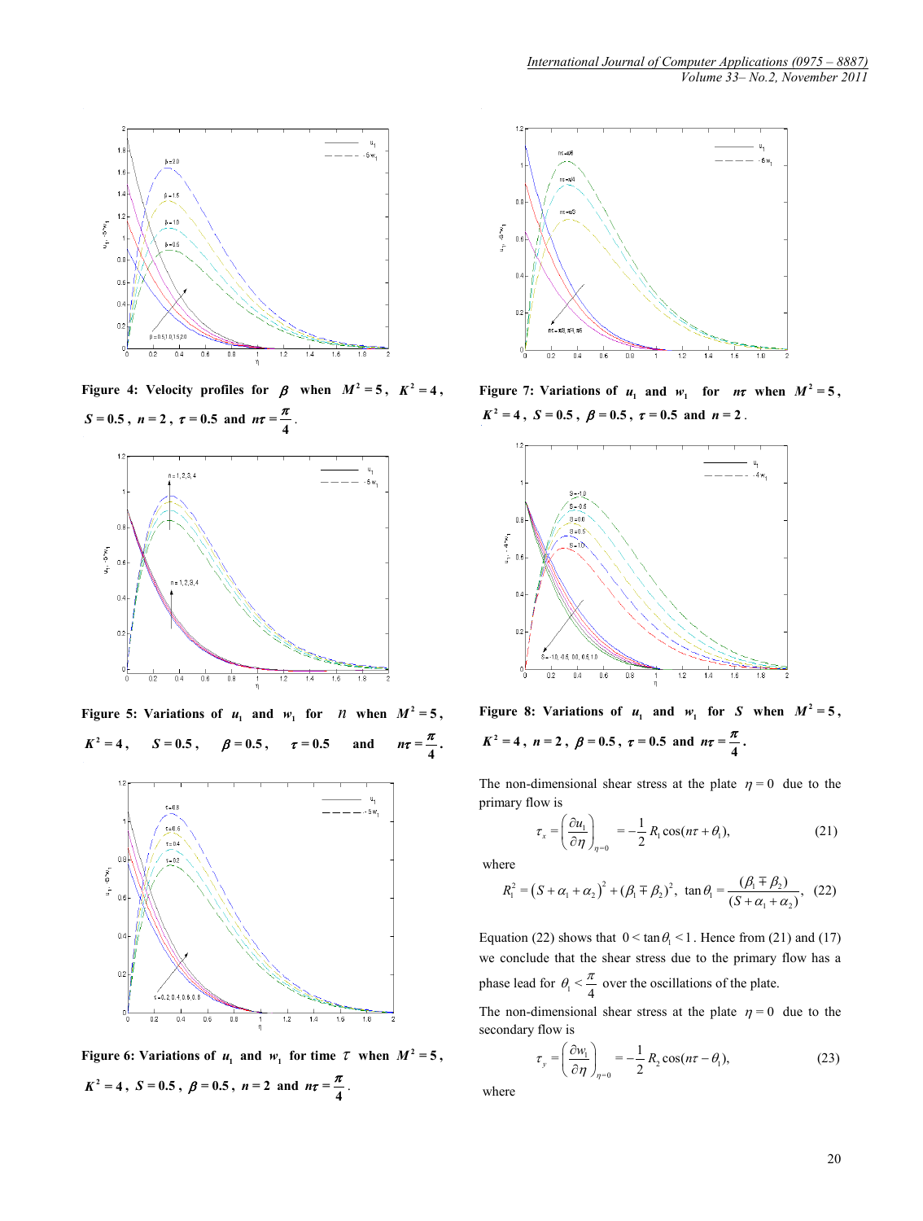Figure 4: Velocity profiles for $\beta$ when $M^2 = 5$, $K^2 = 4$, $S = 0.5$, $n = 2$, $\tau = 0.5$ and $n\tau = \frac{\pi}{4}$.

Figure 5: Variations of $u_1$ and $w_1$ for $n$ when $M^2 = 5$, $K^2 = 4$, $S = 0.5$, $\beta = 0.5$, $\tau = 0.5$ and $n\tau = \frac{\pi}{4}$.

Figure 6: Variations of $u_1$ and $w_1$ for time $\tau$ when $M^2 = 5$, $K^2 = 4$, $S = 0.5$, $\beta = 0.5$, $n = 2$ and $n\tau = \frac{\pi}{4}$.

Figure 7: Variations of $u_1$ and $w_1$ for $n\tau$ when $M^2 = 5$, $K^2 = 4$, $S = 0.5$, $\beta = 0.5$, $\tau = 0.5$ and $n = 2$.

Figure 8: Variations of $u_1$ and $w_1$ for $S$ when $M^2 = 5$, $K^2 = 4$, $n = 2$, $\beta = 0.5$, $\tau = 0.5$ and $n\tau = \frac{\pi}{4}$.

The non-dimensional shear stress at the plate $\eta = 0$ due to the primary flow is

$$\tau_x = \left(\frac{\partial u_1}{\partial \eta}\right)_{\eta=0} = -\frac{1}{2} R_1 \cos(n\tau + \theta_1), \tag{21}$$

where

$$R_1^2 = \left(S + \alpha_1 + \alpha_2\right)^2 + (\beta_1 \mp \beta_2)^2, \ \tan\theta_1 = \frac{(\beta_1 \mp \beta_2)}{(S + \alpha_1 + \alpha_2)}, \tag{22}$$

Equation (22) shows that $0 < \tan\theta_1 < 1$. Hence from (21) and (17) we conclude that the shear stress due to the primary flow has a phase lead for $\theta_1 < \frac{\pi}{4}$ over the oscillations of the plate.

The non-dimensional shear stress at the plate $\eta = 0$ due to the secondary flow is

$$\tau_y = \left(\frac{\partial w_1}{\partial \eta}\right)_{\eta=0} = -\frac{1}{2} R_2 \cos(n\tau - \theta_1), \tag{23}$$

where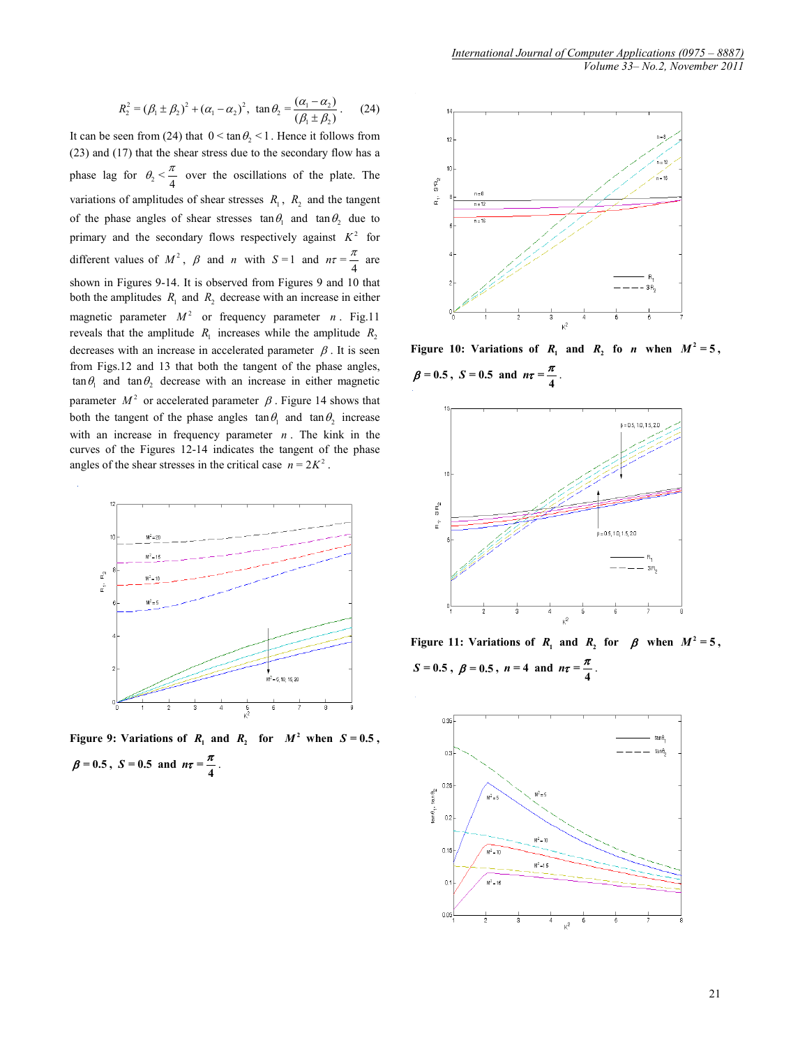$$R_2^2 = (\beta_1 \pm \beta_2)^2 + (\alpha_1 - \alpha_2)^2, \ \tan\theta_2 = \frac{(\alpha_1 - \alpha_2)}{(\beta_1 \pm \beta_2)}. \quad (24)$$

It can be seen from (24) that $0 < \tan\theta_2 < 1$. Hence it follows from (23) and (17) that the shear stress due to the secondary flow has a phase lag for $\theta_2 < \frac{\pi}{4}$ over the oscillations of the plate. The variations of amplitudes of shear stresses $R_1$, $R_2$ and the tangent of the phase angles of shear stresses $\tan\theta_1$ and $\tan\theta_2$ due to primary and the secondary flows respectively against $K^2$ for different values of $M^2$, $\beta$ and $n$ with $S = 1$ and $n\tau = \frac{\pi}{4}$ are shown in Figures 9-14. It is observed from Figures 9 and 10 that both the amplitudes $R_1$ and $R_2$ decrease with an increase in either magnetic parameter $M^2$ or frequency parameter $n$. Fig.11 reveals that the amplitude $R_1$ increases while the amplitude $R_2$ decreases with an increase in accelerated parameter $\beta$. It is seen from Figs.12 and 13 that both the tangent of the phase angles, $\tan\theta_1$ and $\tan\theta_2$ decrease with an increase in either magnetic parameter $M^2$ or accelerated parameter $\beta$. Figure 14 shows that both the tangent of the phase angles $\tan\theta_1$ and $\tan\theta_2$ increase with an increase in frequency parameter $n$. The kink in the curves of the Figures 12-14 indicates the tangent of the phase angles of the shear stresses in the critical case $n = 2K^2$.

**Figure 9: Variations of $R_1$ and $R_2$ for $M^2$ when $S = 0.5$, $\beta = 0.5$, $S = 0.5$ and $n\tau = \frac{\pi}{4}$.**

**Figure 10: Variations of $R_1$ and $R_2$ fo $n$ when $M^2 = 5$, $\beta = 0.5$, $S = 0.5$ and $n\tau = \frac{\pi}{4}$.**

**Figure 11: Variations of $R_1$ and $R_2$ for $\beta$ when $M^2 = 5$, $S = 0.5$, $\beta = 0.5$, $n = 4$ and $n\tau = \frac{\pi}{4}$.**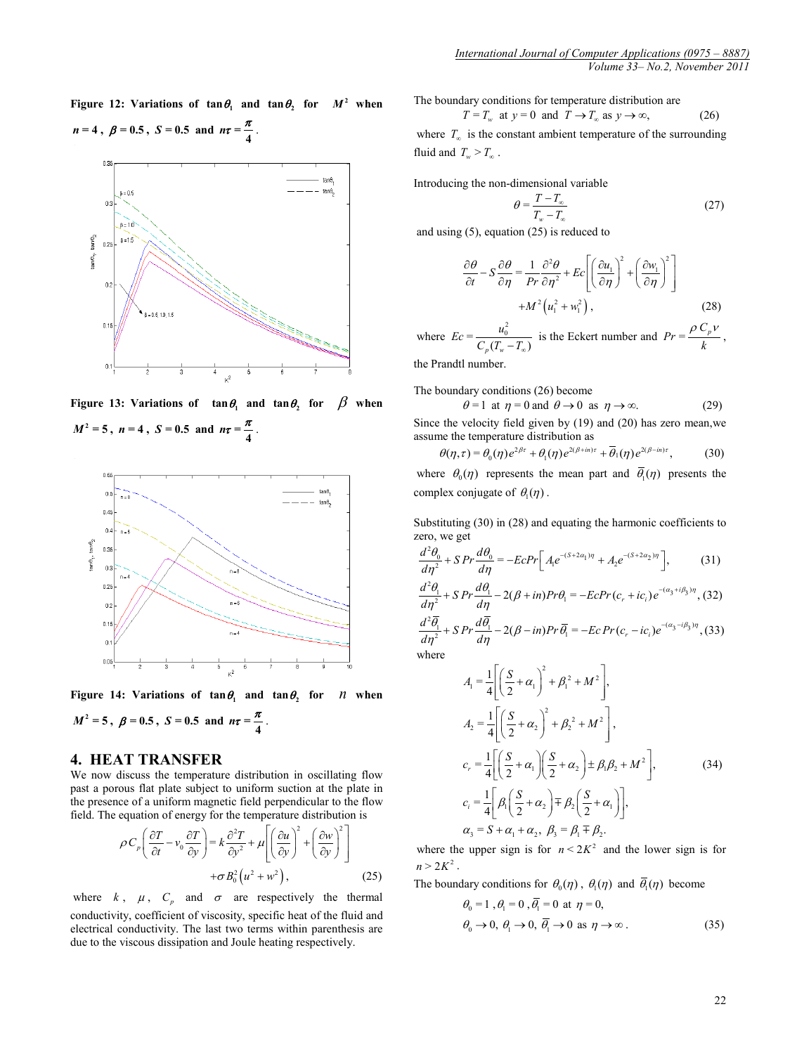Figure 12: Variations of $\tan\theta_1$ and $\tan\theta_2$ for $M^2$ when $n=4$, $\beta=0.5$, $S=0.5$ and $n\tau=\dfrac{\pi}{4}$.

Figure 13: Variations of $\tan\theta_1$ and $\tan\theta_2$ for $\beta$ when $M^2=5$, $n=4$, $S=0.5$ and $n\tau=\dfrac{\pi}{4}$.

Figure 14: Variations of $\tan\theta_1$ and $\tan\theta_2$ for $n$ when $M^2=5$, $\beta=0.5$, $S=0.5$ and $n\tau=\dfrac{\pi}{4}$.

## 4. HEAT TRANSFER

We now discuss the temperature distribution in oscillating flow past a porous flat plate subject to uniform suction at the plate in the presence of a uniform magnetic field perpendicular to the flow field. The equation of energy for the temperature distribution is

$$\rho C_p\left(\frac{\partial T}{\partial t}-v_0\frac{\partial T}{\partial y}\right)=k\frac{\partial^2 T}{\partial y^2}+\mu\left[\left(\frac{\partial u}{\partial y}\right)^2+\left(\frac{\partial w}{\partial y}\right)^2\right]+\sigma B_0^2\left(u^2+w^2\right), \tag{25}$$

where $k$, $\mu$, $C_p$ and $\sigma$ are respectively the thermal conductivity, coefficient of viscosity, specific heat of the fluid and electrical conductivity. The last two terms within parenthesis are due to the viscous dissipation and Joule heating respectively.

The boundary conditions for temperature distribution are

$$T=T_w \text{ at } y=0 \text{ and } T\to T_\infty \text{ as } y\to\infty, \tag{26}$$

where $T_\infty$ is the constant ambient temperature of the surrounding fluid and $T_w>T_\infty$.

Introducing the non-dimensional variable

$$\theta=\frac{T-T_\infty}{T_w-T_\infty} \tag{27}$$

and using (5), equation (25) is reduced to

$$\frac{\partial\theta}{\partial t}-S\frac{\partial\theta}{\partial\eta}=\frac{1}{Pr}\frac{\partial^2\theta}{\partial\eta^2}+Ec\left[\left(\frac{\partial u_1}{\partial\eta}\right)^2+\left(\frac{\partial w_1}{\partial\eta}\right)^2\right]+M^2\left(u_1^2+w_1^2\right), \tag{28}$$

where $Ec=\dfrac{u_0^2}{C_p(T_w-T_\infty)}$ is the Eckert number and $Pr=\dfrac{\rho C_p\nu}{k}$, the Prandtl number.

The boundary conditions (26) become

$$\theta=1 \text{ at } \eta=0 \text{ and } \theta\to 0 \text{ as } \eta\to\infty. \tag{29}$$

Since the velocity field given by (19) and (20) has zero mean,we assume the temperature distribution as

$$\theta(\eta,\tau)=\theta_0(\eta)e^{2\beta\tau}+\theta_1(\eta)e^{2(\beta+in)\tau}+\bar{\theta}_1(\eta)e^{2(\beta-in)\tau}, \tag{30}$$

where $\theta_0(\eta)$ represents the mean part and $\bar{\theta}_1(\eta)$ presents the complex conjugate of $\theta_1(\eta)$.

Substituting (30) in (28) and equating the harmonic coefficients to zero, we get

$$\frac{d^2\theta_0}{d\eta^2}+S\,Pr\frac{d\theta_0}{d\eta}=-EcPr\left[A_1e^{-(S+2\alpha_1)\eta}+A_2e^{-(S+2\alpha_2)\eta}\right], \tag{31}$$

$$\frac{d^2\theta_1}{d\eta^2}+S\,Pr\frac{d\theta_1}{d\eta}-2(\beta+in)Pr\theta_1=-EcPr(c_r+ic_i)e^{-(\alpha_3+i\beta_3)\eta}, \tag{32}$$

$$\frac{d^2\bar{\theta}_1}{d\eta^2}+S\,Pr\frac{d\bar{\theta}_1}{d\eta}-2(\beta-in)Pr\,\bar{\theta}_1=-Ec\,Pr(c_r-ic_i)e^{-(\alpha_3-i\beta_3)\eta}, \tag{33}$$

where

$$A_1=\frac{1}{4}\left[\left(\frac{S}{2}+\alpha_1\right)^2+\beta_1^2+M^2\right],$$

$$A_2=\frac{1}{4}\left[\left(\frac{S}{2}+\alpha_2\right)^2+\beta_2^2+M^2\right],$$

$$c_r=\frac{1}{4}\left[\left(\frac{S}{2}+\alpha_1\right)\left(\frac{S}{2}+\alpha_2\right)\pm\beta_1\beta_2+M^2\right], \tag{34}$$

$$c_i=\frac{1}{4}\left[\beta_1\left(\frac{S}{2}+\alpha_2\right)\mp\beta_2\left(\frac{S}{2}+\alpha_1\right)\right],$$

$$\alpha_3=S+\alpha_1+\alpha_2,\ \beta_3=\beta_1\mp\beta_2.$$

where the upper sign is for $n<2K^2$ and the lower sign is for $n>2K^2$.

The boundary conditions for $\theta_0(\eta)$, $\theta_1(\eta)$ and $\bar{\theta}_1(\eta)$ become

$$\theta_0=1,\ \theta_1=0,\ \bar{\theta}_1=0 \text{ at } \eta=0,$$

$$\theta_0\to 0,\ \theta_1\to 0,\ \bar{\theta}_1\to 0 \text{ as } \eta\to\infty. \tag{35}$$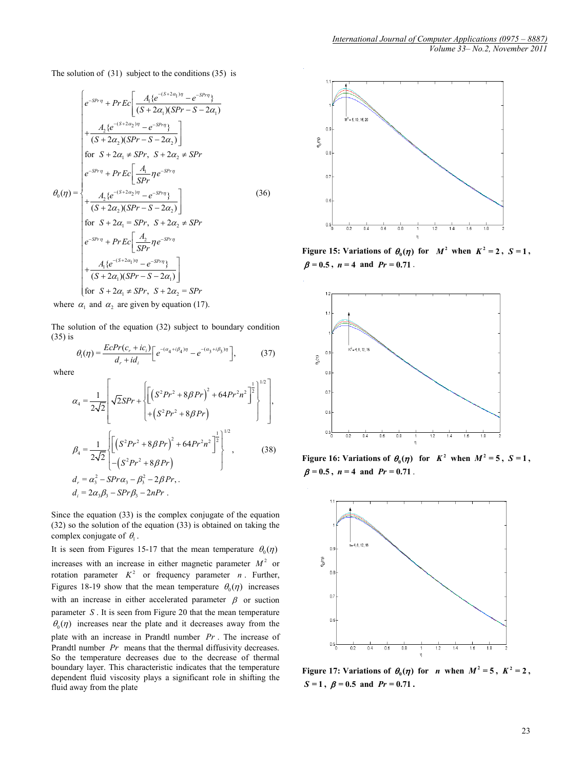The solution of (31) subject to the conditions (35) is

$$
\theta_0(\eta)=\begin{cases}
e^{-SPr\eta}+PrEc\left[\dfrac{A_1\{e^{-(S+2\alpha_1)\eta}-e^{-SPr\eta}\}}{(S+2\alpha_1)(SPr-S-2\alpha_1)}\right. \\
\left.+\dfrac{A_2\{e^{-(S+2\alpha_2)\eta}-e^{-SPr\eta}\}}{(S+2\alpha_2)(SPr-S-2\alpha_2)}\right] \\
\text{for } S+2\alpha_1\neq SPr,\ S+2\alpha_2\neq SPr \\
e^{-SPr\eta}+PrEc\left[\dfrac{A_1}{SPr}\eta e^{-SPr\eta}\right. \\
\left.+\dfrac{A_2\{e^{-(S+2\alpha_2)\eta}-e^{-SPr\eta}\}}{(S+2\alpha_2)(SPr-S-2\alpha_2)}\right] \\
\text{for } S+2\alpha_1= SPr,\ S+2\alpha_2\neq SPr \\
e^{-SPr\eta}+PrEc\left[\dfrac{A_2}{SPr}\eta e^{-SPr\eta}\right. \\
\left.+\dfrac{A_1\{e^{-(S+2\alpha_1)\eta}-e^{-SPr\eta}\}}{(S+2\alpha_1)(SPr-S-2\alpha_1)}\right] \\
\text{for } S+2\alpha_1\neq SPr,\ S+2\alpha_2= SPr
\end{cases}
\tag{36}
$$

where $\alpha_1$ and $\alpha_2$ are given by equation (17).

The solution of the equation (32) subject to boundary condition (35) is

$$\theta_1(\eta)=\frac{EcPr(c_r+ic_i)}{d_r+id_i}\left[e^{-(\alpha_4+i\beta_4)\eta}-e^{-(\alpha_3+i\beta_3)\eta}\right], \tag{37}$$

where

$$
\alpha_4=\frac{1}{2\sqrt{2}}\left[\sqrt{2}SPr+\left\{\begin{aligned}&\left[\left(S^2Pr^2+8\beta Pr\right)^2+64Pr^2n^2\right]^{\frac{1}{2}}\\&+\left(S^2Pr^2+8\beta Pr\right)\end{aligned}\right\}^{1/2}\right],
$$

$$
\beta_4=\frac{1}{2\sqrt{2}}\left\{\begin{aligned}&\left[\left(S^2Pr^2+8\beta Pr\right)^2+64Pr^2n^2\right]^{\frac{1}{2}}\\&-\left(S^2Pr^2+8\beta Pr\right)\end{aligned}\right\}^{1/2}, \tag{38}
$$

$$d_r=\alpha_3^2-SPr\alpha_3-\beta_3^2-2\beta Pr,.$$

$$d_i=2\alpha_3\beta_3-SPr\beta_3-2nPr .$$

Since the equation (33) is the complex conjugate of the equation (32) so the solution of the equation (33) is obtained on taking the complex conjugate of $\theta_1$.

It is seen from Figures 15-17 that the mean temperature $\theta_0(\eta)$ increases with an increase in either magnetic parameter $M^2$ or rotation parameter $K^2$ or frequency parameter $n$. Further, Figures 18-19 show that the mean temperature $\theta_0(\eta)$ increases with an increase in either accelerated parameter $\beta$ or suction parameter $S$. It is seen from Figure 20 that the mean temperature $\theta_0(\eta)$ increases near the plate and it decreases away from the plate with an increase in Prandtl number $Pr$. The increase of Prandtl number $Pr$ means that the thermal diffusivity decreases. So the temperature decreases due to the decrease of thermal boundary layer. This characteristic indicates that the temperature dependent fluid viscosity plays a significant role in shifting the fluid away from the plate

**Figure 15: Variations of $\theta_0(\eta)$ for $M^2$ when $K^2=2$, $S=1$, $\beta=0.5$, $n=4$ and $Pr=0.71$.**

**Figure 16: Variations of $\theta_0(\eta)$ for $K^2$ when $M^2=5$, $S=1$, $\beta=0.5$, $n=4$ and $Pr=0.71$.**

**Figure 17: Variations of $\theta_0(\eta)$ for $n$ when $M^2=5$, $K^2=2$, $S=1$, $\beta=0.5$ and $Pr=0.71$.**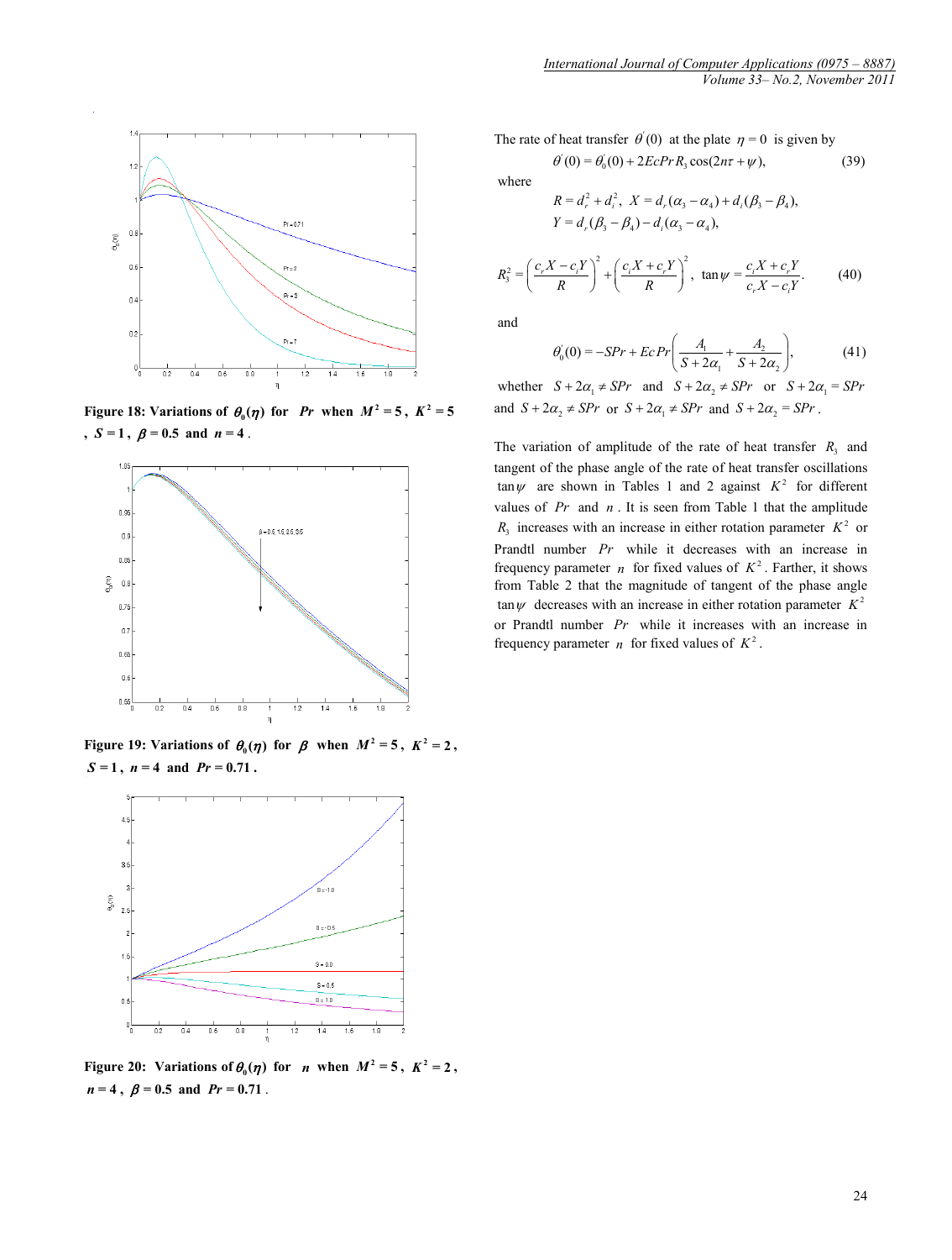**Figure 18: Variations of $\theta_0(\eta)$ for $Pr$ when $M^2 = 5$, $K^2 = 5$, $S = 1$, $\beta = 0.5$ and $n = 4$.**

**Figure 19: Variations of $\theta_0(\eta)$ for $\beta$ when $M^2 = 5$, $K^2 = 2$, $S = 1$, $n = 4$ and $Pr = 0.71$.**

**Figure 20: Variations of $\theta_0(\eta)$ for $n$ when $M^2 = 5$, $K^2 = 2$, $n = 4$, $\beta = 0.5$ and $Pr = 0.71$.**

The rate of heat transfer $\theta'(0)$ at the plate $\eta = 0$ is given by

$$\theta'(0) = \theta_0'(0) + 2Ec\,Pr\,R_3 \cos(2n\tau + \psi), \tag{39}$$

where

$$R = d_r^2 + d_i^2,\ X = d_r(\alpha_3 - \alpha_4) + d_i(\beta_3 - \beta_4),$$
$$Y = d_r(\beta_3 - \beta_4) - d_i(\alpha_3 - \alpha_4),$$

$$R_3^2 = \left(\frac{c_r X - c_i Y}{R}\right)^2 + \left(\frac{c_i X + c_r Y}{R}\right)^2,\ \tan\psi = \frac{c_i X + c_r Y}{c_r X - c_i Y}. \tag{40}$$

and

$$\theta_0'(0) = -SPr + Ec\,Pr\left(\frac{A_1}{S + 2\alpha_1} + \frac{A_2}{S + 2\alpha_2}\right), \tag{41}$$

whether $S + 2\alpha_1 \neq SPr$ and $S + 2\alpha_2 \neq SPr$ or $S + 2\alpha_1 = SPr$ and $S + 2\alpha_2 \neq SPr$ or $S + 2\alpha_1 \neq SPr$ and $S + 2\alpha_2 = SPr$.

The variation of amplitude of the rate of heat transfer $R_3$ and tangent of the phase angle of the rate of heat transfer oscillations $\tan\psi$ are shown in Tables 1 and 2 against $K^2$ for different values of $Pr$ and $n$. It is seen from Table 1 that the amplitude $R_3$ increases with an increase in either rotation parameter $K^2$ or Prandtl number $Pr$ while it decreases with an increase in frequency parameter $n$ for fixed values of $K^2$. Farther, it shows from Table 2 that the magnitude of tangent of the phase angle $\tan\psi$ decreases with an increase in either rotation parameter $K^2$ or Prandtl number $Pr$ while it increases with an increase in frequency parameter $n$ for fixed values of $K^2$.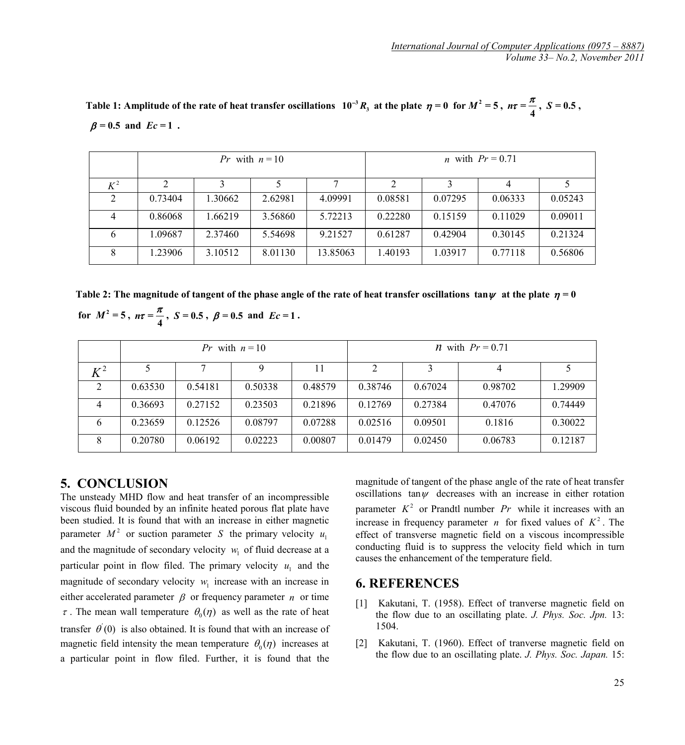**Table 1: Amplitude of the rate of heat transfer oscillations $10^{-3} R_3$ at the plate $\eta = 0$ for $M^2 = 5$, $n\tau = \frac{\pi}{4}$, $S = 0.5$, $\beta = 0.5$ and $Ec = 1$.**

| | $Pr$ with $n = 10$ | | | | $n$ with $Pr = 0.71$ | | | |
|---|---|---|---|---|---|---|---|---|
| $K^2$ | 2 | 3 | 5 | 7 | 2 | 3 | 4 | 5 |
| 2 | 0.73404 | 1.30662 | 2.62981 | 4.09991 | 0.08581 | 0.07295 | 0.06333 | 0.05243 |
| 4 | 0.86068 | 1.66219 | 3.56860 | 5.72213 | 0.22280 | 0.15159 | 0.11029 | 0.09011 |
| 6 | 1.09687 | 2.37460 | 5.54698 | 9.21527 | 0.61287 | 0.42904 | 0.30145 | 0.21324 |
| 8 | 1.23906 | 3.10512 | 8.01130 | 13.85063 | 1.40193 | 1.03917 | 0.77118 | 0.56806 |

**Table 2: The magnitude of tangent of the phase angle of the rate of heat transfer oscillations $\tan\psi$ at the plate $\eta = 0$ for $M^2 = 5$, $n\tau = \frac{\pi}{4}$, $S = 0.5$, $\beta = 0.5$ and $Ec = 1$.**

| | $Pr$ with $n = 10$ | | | | $n$ with $Pr = 0.71$ | | | |
|---|---|---|---|---|---|---|---|---|
| $K^2$ | 5 | 7 | 9 | 11 | 2 | 3 | 4 | 5 |
| 2 | 0.63530 | 0.54181 | 0.50338 | 0.48579 | 0.38746 | 0.67024 | 0.98702 | 1.29909 |
| 4 | 0.36693 | 0.27152 | 0.23503 | 0.21896 | 0.12769 | 0.27384 | 0.47076 | 0.74449 |
| 6 | 0.23659 | 0.12526 | 0.08797 | 0.07288 | 0.02516 | 0.09501 | 0.1816 | 0.30022 |
| 8 | 0.20780 | 0.06192 | 0.02223 | 0.00807 | 0.01479 | 0.02450 | 0.06783 | 0.12187 |

## 5. CONCLUSION

The unsteady MHD flow and heat transfer of an incompressible viscous fluid bounded by an infinite heated porous flat plate have been studied. It is found that with an increase in either magnetic parameter $M^2$ or suction parameter $S$ the primary velocity $u_1$ and the magnitude of secondary velocity $w_1$ of fluid decrease at a particular point in flow filed. The primary velocity $u_1$ and the magnitude of secondary velocity $w_1$ increase with an increase in either accelerated parameter $\beta$ or frequency parameter $n$ or time $\tau$. The mean wall temperature $\theta_0(\eta)$ as well as the rate of heat transfer $\theta'(0)$ is also obtained. It is found that with an increase of magnetic field intensity the mean temperature $\theta_0(\eta)$ increases at a particular point in flow filed. Further, it is found that the magnitude of tangent of the phase angle of the rate of heat transfer oscillations $\tan\psi$ decreases with an increase in either rotation parameter $K^2$ or Prandtl number $Pr$ while it increases with an increase in frequency parameter $n$ for fixed values of $K^2$. The effect of transverse magnetic field on a viscous incompressible conducting fluid is to suppress the velocity field which in turn causes the enhancement of the temperature field.

## 6. REFERENCES

[1] Kakutani, T. (1958). Effect of tranverse magnetic field on the flow due to an oscillating plate. *J. Phys. Soc. Jpn.* 13: 1504.

[2] Kakutani, T. (1960). Effect of tranverse magnetic field on the flow due to an oscillating plate. *J. Phys. Soc. Japan.* 15: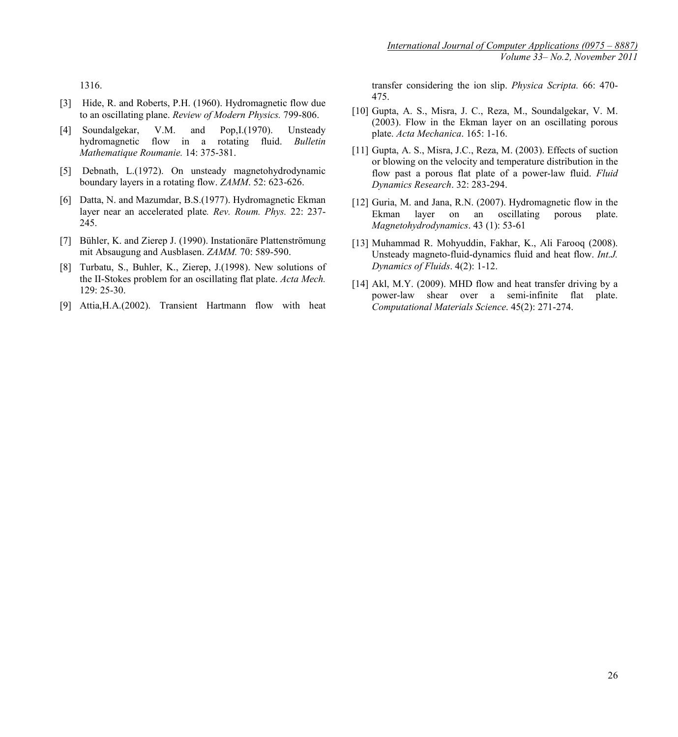1316.

[3] Hide, R. and Roberts, P.H. (1960). Hydromagnetic flow due to an oscillating plane. *Review of Modern Physics.* 799-806.

[4] Soundalgekar, V.M. and Pop,I.(1970). Unsteady hydromagnetic flow in a rotating fluid. *Bulletin Mathematique Roumanie.* 14: 375-381.

[5] Debnath, L.(1972). On unsteady magnetohydrodynamic boundary layers in a rotating flow. *ZAMM*. 52: 623-626.

[6] Datta, N. and Mazumdar, B.S.(1977). Hydromagnetic Ekman layer near an accelerated plate. *Rev. Roum. Phys.* 22: 237-245.

[7] Bühler, K. and Zierep J. (1990). Instationäre Plattenströmung mit Absaugung and Ausblasen. *ZAMM.* 70: 589-590.

[8] Turbatu, S., Buhler, K., Zierep, J.(1998). New solutions of the II-Stokes problem for an oscillating flat plate. *Acta Mech.* 129: 25-30.

[9] Attia,H.A.(2002). Transient Hartmann flow with heat transfer considering the ion slip. *Physica Scripta.* 66: 470-475.

[10] Gupta, A. S., Misra, J. C., Reza, M., Soundalgekar, V. M. (2003). Flow in the Ekman layer on an oscillating porous plate. *Acta Mechanica*. 165: 1-16.

[11] Gupta, A. S., Misra, J.C., Reza, M. (2003). Effects of suction or blowing on the velocity and temperature distribution in the flow past a porous flat plate of a power-law fluid. *Fluid Dynamics Research*. 32: 283-294.

[12] Guria, M. and Jana, R.N. (2007). Hydromagnetic flow in the Ekman layer on an oscillating porous plate. *Magnetohydrodynamics*. 43 (1): 53-61

[13] Muhammad R. Mohyuddin, Fakhar, K., Ali Farooq (2008). Unsteady magneto-fluid-dynamics fluid and heat flow. *Int.J. Dynamics of Fluids*. 4(2): 1-12.

[14] Akl, M.Y. (2009). MHD flow and heat transfer driving by a power-law shear over a semi-infinite flat plate. *Computational Materials Science*. 45(2): 271-274.